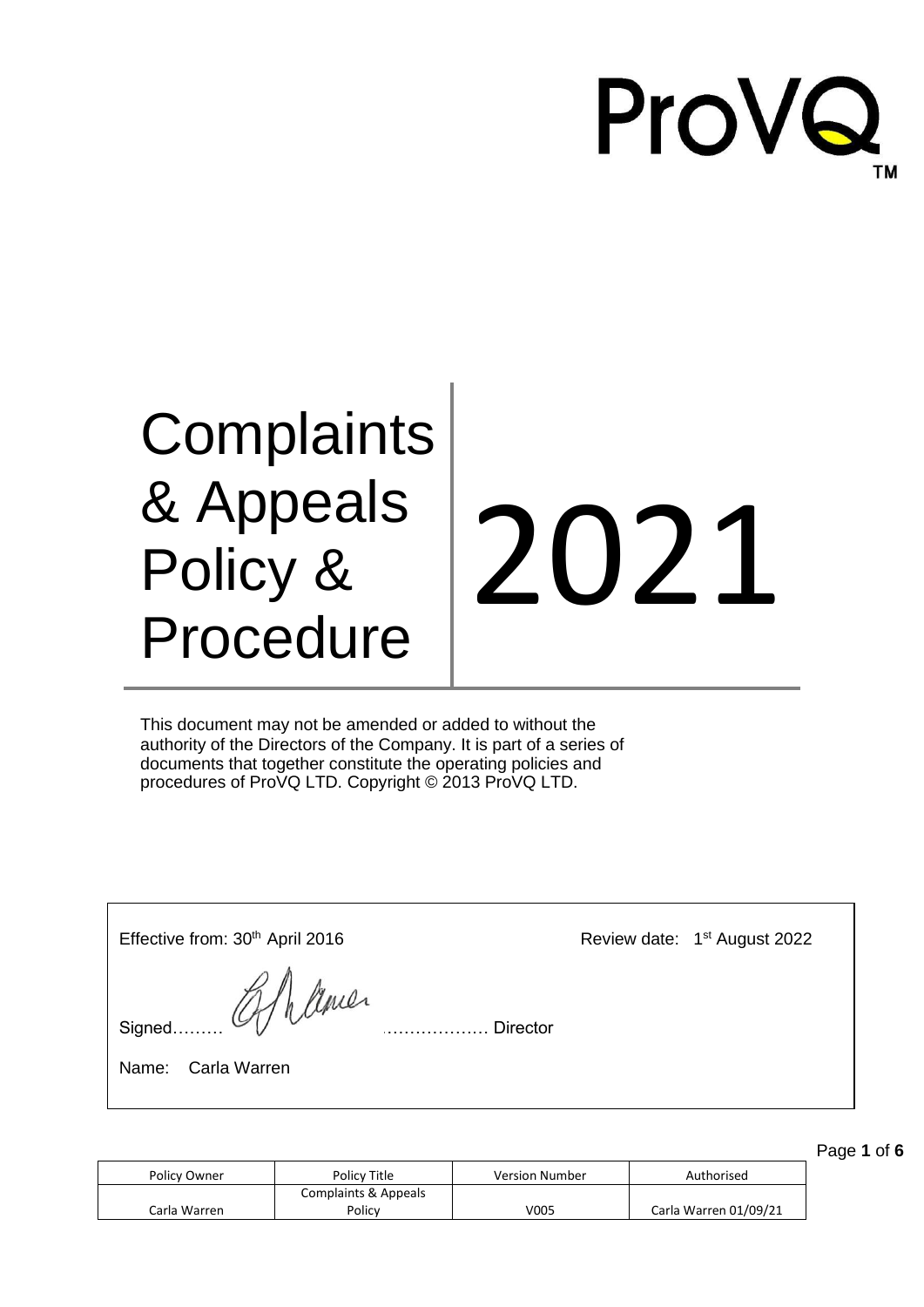ProVQ™

# Complaints & Appeals Policy & Procedure

# 2021

This document may not be amended or added to without the authority of the Directors of the Company. It is part of a series of documents that together constitute the operating policies and procedures of ProVQ LTD. Copyright © 2013 ProVQ LTD.

Effective from: 30th April 2016

Review date: 1st August 2022

Signed……… ……………… Director

Name: Carla Warren

| Policy Owner | Policy Title | Version Number | Authorised |
|---|---|---|---|
| Carla Warren | Complaints & Appeals Policy | V005 | Carla Warren 01/09/21 |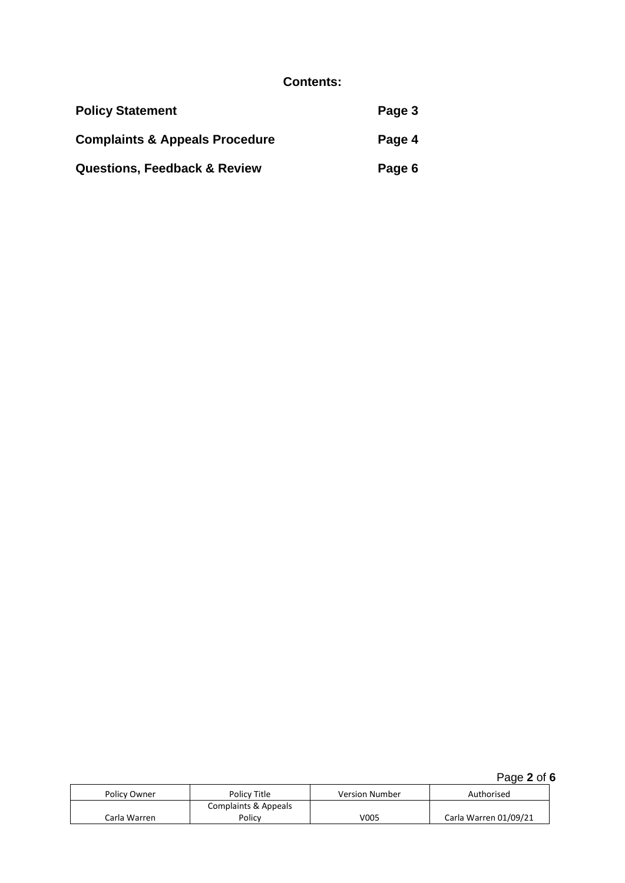## Contents:

| | |
|---|---|
| **Policy Statement** | **Page 3** |
| **Complaints & Appeals Procedure** | **Page 4** |
| **Questions, Feedback & Review** | **Page 6** |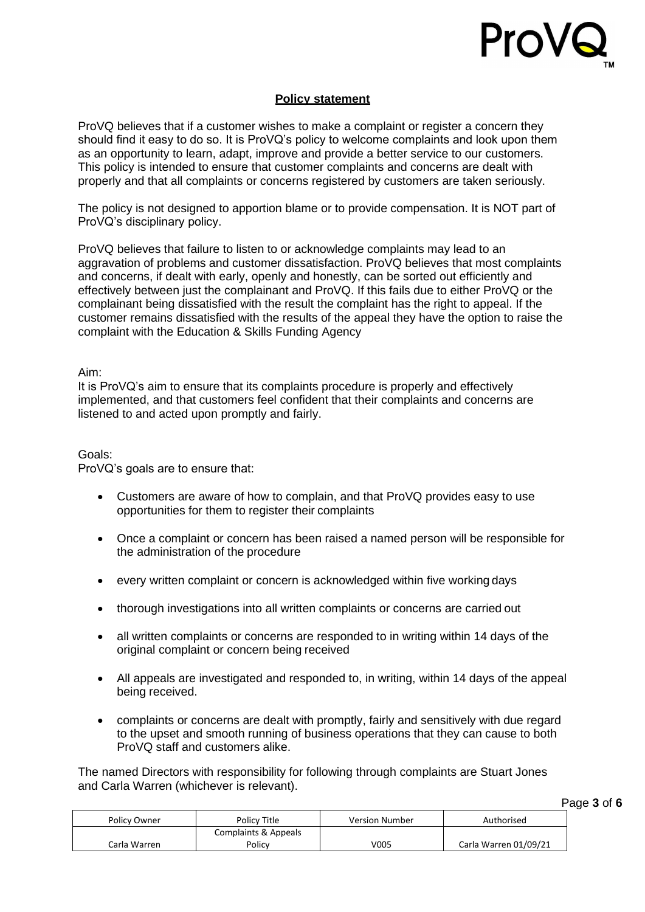## **Policy statement**

ProVQ believes that if a customer wishes to make a complaint or register a concern they should find it easy to do so. It is ProVQ's policy to welcome complaints and look upon them as an opportunity to learn, adapt, improve and provide a better service to our customers. This policy is intended to ensure that customer complaints and concerns are dealt with properly and that all complaints or concerns registered by customers are taken seriously.

The policy is not designed to apportion blame or to provide compensation. It is NOT part of ProVQ's disciplinary policy.

ProVQ believes that failure to listen to or acknowledge complaints may lead to an aggravation of problems and customer dissatisfaction. ProVQ believes that most complaints and concerns, if dealt with early, openly and honestly, can be sorted out efficiently and effectively between just the complainant and ProVQ. If this fails due to either ProVQ or the complainant being dissatisfied with the result the complaint has the right to appeal. If the customer remains dissatisfied with the results of the appeal they have the option to raise the complaint with the Education & Skills Funding Agency

Aim:
It is ProVQ's aim to ensure that its complaints procedure is properly and effectively implemented, and that customers feel confident that their complaints and concerns are listened to and acted upon promptly and fairly.

Goals:
ProVQ's goals are to ensure that:

- Customers are aware of how to complain, and that ProVQ provides easy to use opportunities for them to register their complaints
- Once a complaint or concern has been raised a named person will be responsible for the administration of the procedure
- every written complaint or concern is acknowledged within five working days
- thorough investigations into all written complaints or concerns are carried out
- all written complaints or concerns are responded to in writing within 14 days of the original complaint or concern being received
- All appeals are investigated and responded to, in writing, within 14 days of the appeal being received.
- complaints or concerns are dealt with promptly, fairly and sensitively with due regard to the upset and smooth running of business operations that they can cause to both ProVQ staff and customers alike.

The named Directors with responsibility for following through complaints are Stuart Jones and Carla Warren (whichever is relevant).

| Policy Owner | Policy Title | Version Number | Authorised |
| --- | --- | --- | --- |
| Carla Warren | Complaints & Appeals Policy | V005 | Carla Warren 01/09/21 |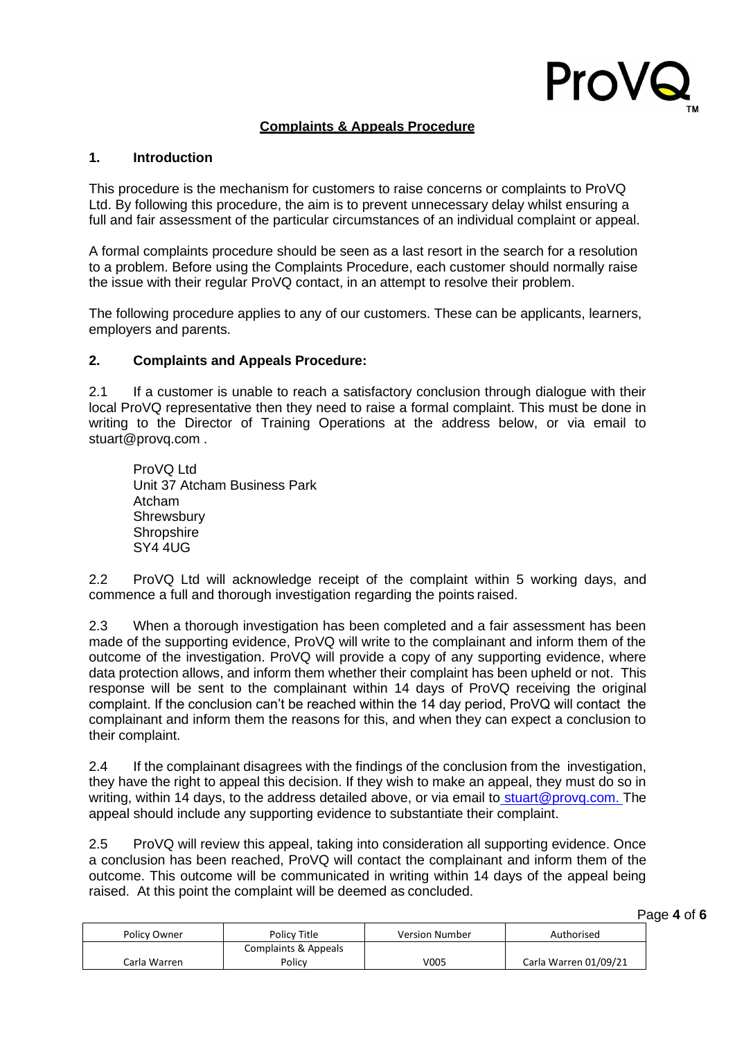## Complaints & Appeals Procedure

### 1. Introduction

This procedure is the mechanism for customers to raise concerns or complaints to ProVQ Ltd. By following this procedure, the aim is to prevent unnecessary delay whilst ensuring a full and fair assessment of the particular circumstances of an individual complaint or appeal.

A formal complaints procedure should be seen as a last resort in the search for a resolution to a problem. Before using the Complaints Procedure, each customer should normally raise the issue with their regular ProVQ contact, in an attempt to resolve their problem.

The following procedure applies to any of our customers. These can be applicants, learners, employers and parents.

### 2. Complaints and Appeals Procedure:

2.1 If a customer is unable to reach a satisfactory conclusion through dialogue with their local ProVQ representative then they need to raise a formal complaint. This must be done in writing to the Director of Training Operations at the address below, or via email to stuart@provq.com .

ProVQ Ltd
Unit 37 Atcham Business Park
Atcham
Shrewsbury
Shropshire
SY4 4UG

2.2 ProVQ Ltd will acknowledge receipt of the complaint within 5 working days, and commence a full and thorough investigation regarding the points raised.

2.3 When a thorough investigation has been completed and a fair assessment has been made of the supporting evidence, ProVQ will write to the complainant and inform them of the outcome of the investigation. ProVQ will provide a copy of any supporting evidence, where data protection allows, and inform them whether their complaint has been upheld or not. This response will be sent to the complainant within 14 days of ProVQ receiving the original complaint. If the conclusion can't be reached within the 14 day period, ProVQ will contact the complainant and inform them the reasons for this, and when they can expect a conclusion to their complaint.

2.4 If the complainant disagrees with the findings of the conclusion from the investigation, they have the right to appeal this decision. If they wish to make an appeal, they must do so in writing, within 14 days, to the address detailed above, or via email to stuart@provq.com. The appeal should include any supporting evidence to substantiate their complaint.

2.5 ProVQ will review this appeal, taking into consideration all supporting evidence. Once a conclusion has been reached, ProVQ will contact the complainant and inform them of the outcome. This outcome will be communicated in writing within 14 days of the appeal being raised. At this point the complaint will be deemed as concluded.

| Policy Owner | Policy Title | Version Number | Authorised |
|---|---|---|---|
| Carla Warren | Complaints & Appeals Policy | V005 | Carla Warren 01/09/21 |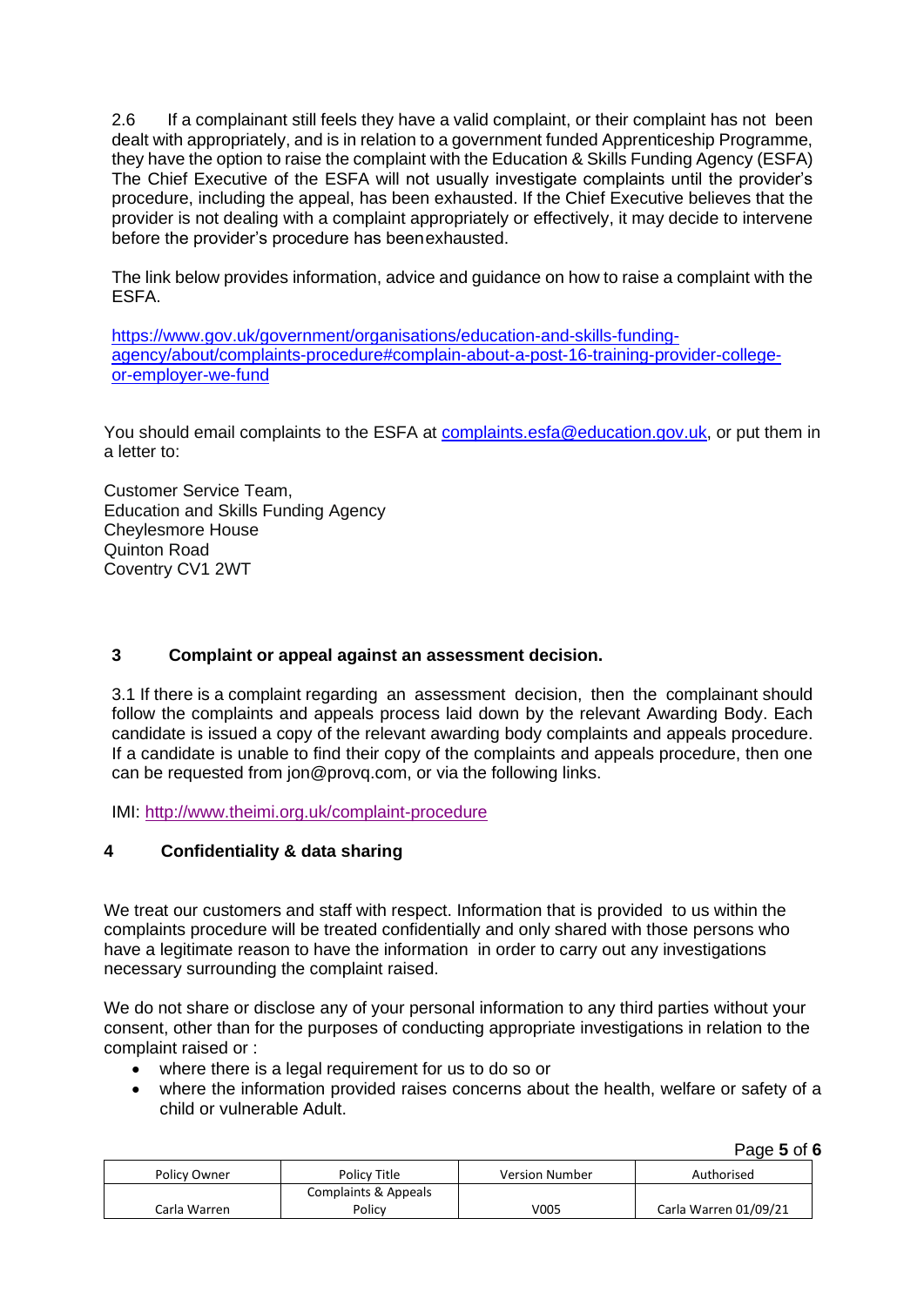2.6 If a complainant still feels they have a valid complaint, or their complaint has not been dealt with appropriately, and is in relation to a government funded Apprenticeship Programme, they have the option to raise the complaint with the Education & Skills Funding Agency (ESFA) The Chief Executive of the ESFA will not usually investigate complaints until the provider's procedure, including the appeal, has been exhausted. If the Chief Executive believes that the provider is not dealing with a complaint appropriately or effectively, it may decide to intervene before the provider's procedure has been exhausted.

The link below provides information, advice and guidance on how to raise a complaint with the ESFA.

https://www.gov.uk/government/organisations/education-and-skills-funding-agency/about/complaints-procedure#complain-about-a-post-16-training-provider-college-or-employer-we-fund

You should email complaints to the ESFA at complaints.esfa@education.gov.uk, or put them in a letter to:

Customer Service Team,
Education and Skills Funding Agency
Cheylesmore House
Quinton Road
Coventry CV1 2WT

## 3 Complaint or appeal against an assessment decision.

3.1 If there is a complaint regarding an assessment decision, then the complainant should follow the complaints and appeals process laid down by the relevant Awarding Body. Each candidate is issued a copy of the relevant awarding body complaints and appeals procedure. If a candidate is unable to find their copy of the complaints and appeals procedure, then one can be requested from jon@provq.com, or via the following links.

IMI: http://www.theimi.org.uk/complaint-procedure

## 4 Confidentiality & data sharing

We treat our customers and staff with respect. Information that is provided to us within the complaints procedure will be treated confidentially and only shared with those persons who have a legitimate reason to have the information in order to carry out any investigations necessary surrounding the complaint raised.

We do not share or disclose any of your personal information to any third parties without your consent, other than for the purposes of conducting appropriate investigations in relation to the complaint raised or :

- where there is a legal requirement for us to do so or
- where the information provided raises concerns about the health, welfare or safety of a child or vulnerable Adult.

| Policy Owner | Policy Title | Version Number | Authorised |
|---|---|---|---|
| Carla Warren | Complaints & Appeals Policy | V005 | Carla Warren 01/09/21 |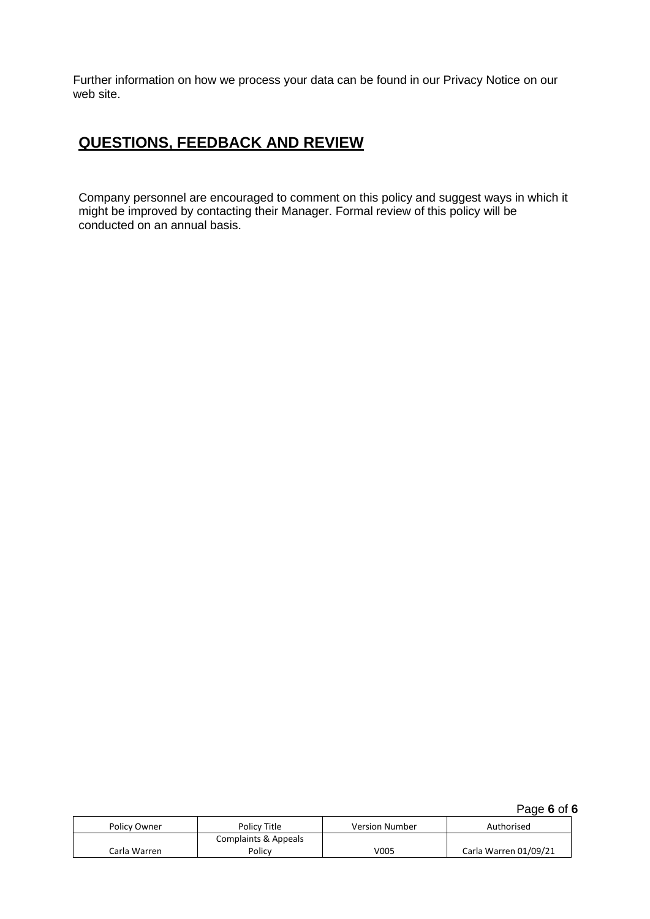Further information on how we process your data can be found in our Privacy Notice on our web site.

## QUESTIONS, FEEDBACK AND REVIEW

Company personnel are encouraged to comment on this policy and suggest ways in which it might be improved by contacting their Manager. Formal review of this policy will be conducted on an annual basis.